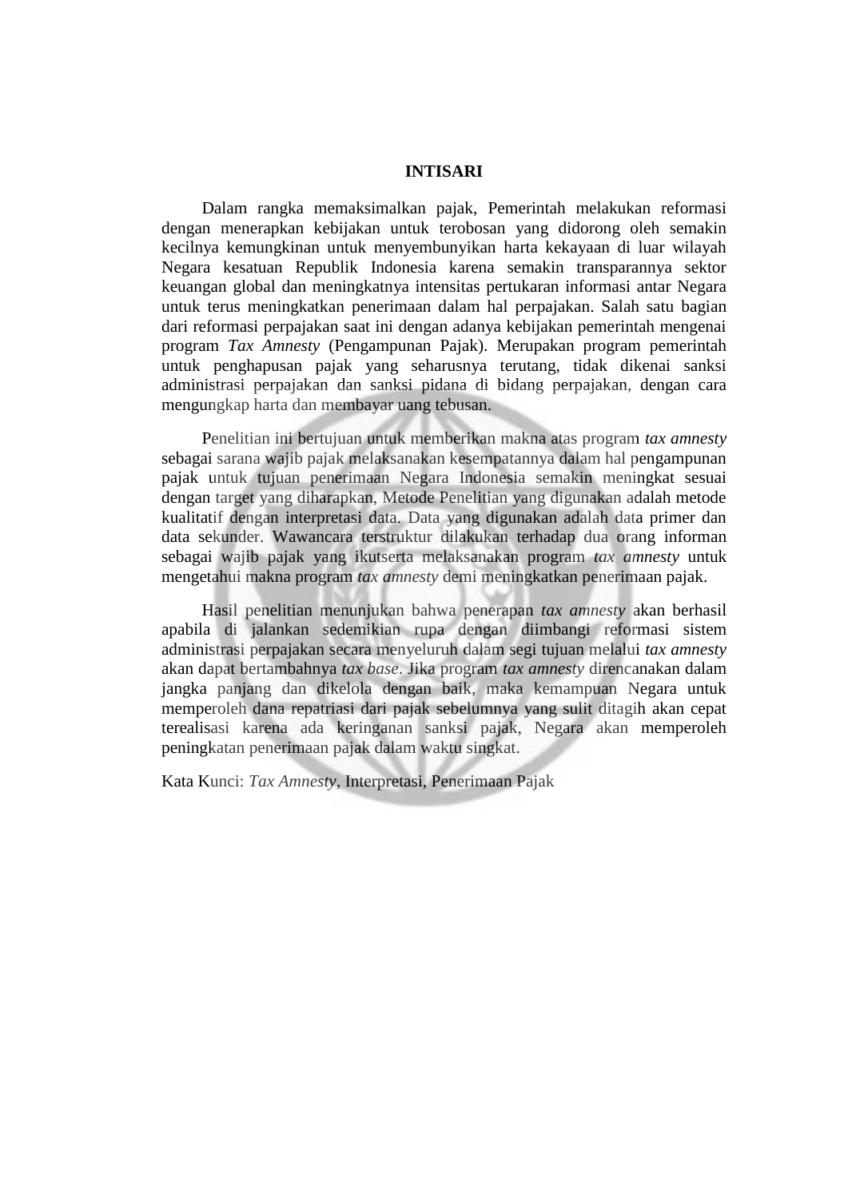# INTISARI

Dalam rangka memaksimalkan pajak, Pemerintah melakukan reformasi dengan menerapkan kebijakan untuk terobosan yang didorong oleh semakin kecilnya kemungkinan untuk menyembunyikan harta kekayaan di luar wilayah Negara kesatuan Republik Indonesia karena semakin transparannya sektor keuangan global dan meningkatnya intensitas pertukaran informasi antar Negara untuk terus meningkatkan penerimaan dalam hal perpajakan. Salah satu bagian dari reformasi perpajakan saat ini dengan adanya kebijakan pemerintah mengenai program *Tax Amnesty* (Pengampunan Pajak). Merupakan program pemerintah untuk penghapusan pajak yang seharusnya terutang, tidak dikenai sanksi administrasi perpajakan dan sanksi pidana di bidang perpajakan, dengan cara mengungkap harta dan membayar uang tebusan.

Penelitian ini bertujuan untuk memberikan makna atas program *tax amnesty* sebagai sarana wajib pajak melaksanakan kesempatannya dalam hal pengampunan pajak untuk tujuan penerimaan Negara Indonesia semakin meningkat sesuai dengan target yang diharapkan, Metode Penelitian yang digunakan adalah metode kualitatif dengan interpretasi data. Data yang digunakan adalah data primer dan data sekunder. Wawancara terstruktur dilakukan terhadap dua orang informan sebagai wajib pajak yang ikutserta melaksanakan program *tax amnesty* untuk mengetahui makna program *tax amnesty* demi meningkatkan penerimaan pajak.

Hasil penelitian menunjukan bahwa penerapan *tax amnesty* akan berhasil apabila di jalankan sedemikian rupa dengan diimbangi reformasi sistem administrasi perpajakan secara menyeluruh dalam segi tujuan melalui *tax amnesty* akan dapat bertambahnya *tax base*. Jika program *tax amnesty* direncanakan dalam jangka panjang dan dikelola dengan baik, maka kemampuan Negara untuk memperoleh dana repatriasi dari pajak sebelumnya yang sulit ditagih akan cepat terealisasi karena ada keringanan sanksi pajak, Negara akan memperoleh peningkatan penerimaan pajak dalam waktu singkat.

Kata Kunci: *Tax Amnesty*, Interpretasi, Penerimaan Pajak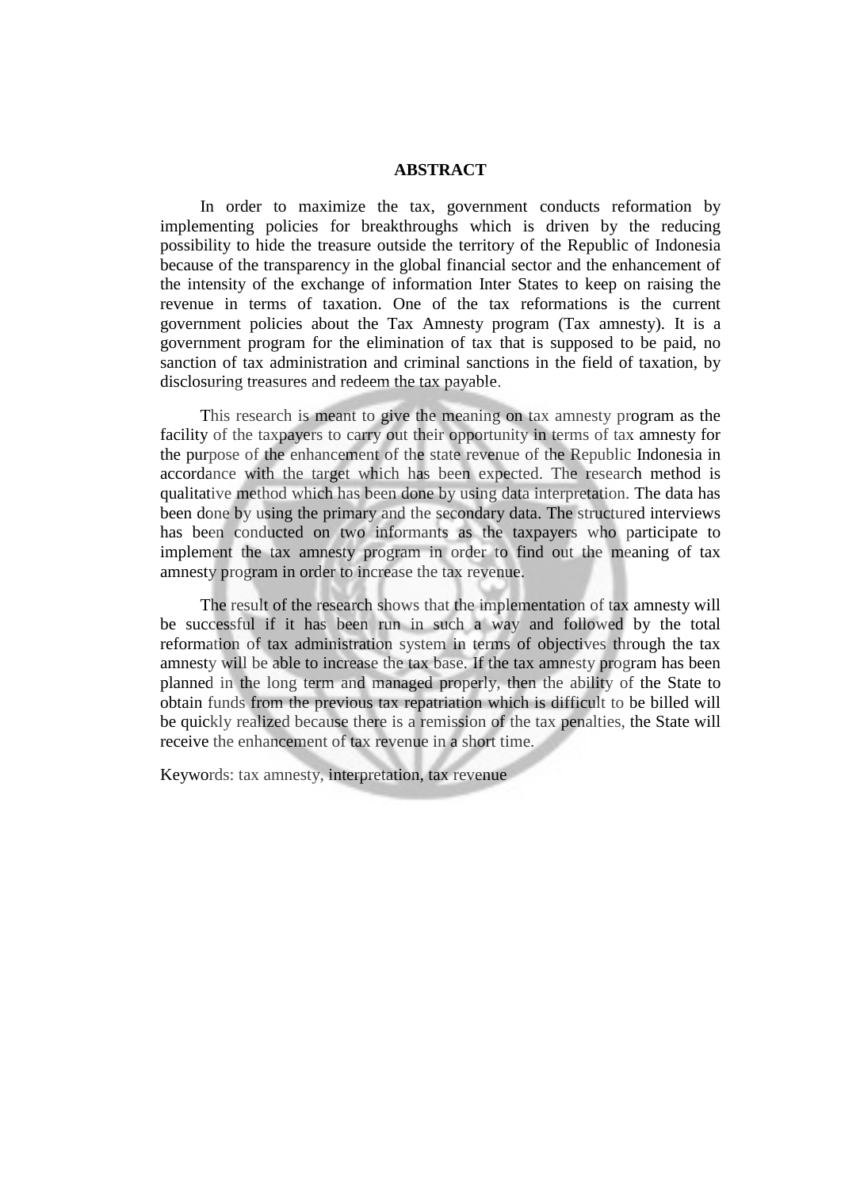## ABSTRACT

In order to maximize the tax, government conducts reformation by implementing policies for breakthroughs which is driven by the reducing possibility to hide the treasure outside the territory of the Republic of Indonesia because of the transparency in the global financial sector and the enhancement of the intensity of the exchange of information Inter States to keep on raising the revenue in terms of taxation. One of the tax reformations is the current government policies about the Tax Amnesty program (Tax amnesty). It is a government program for the elimination of tax that is supposed to be paid, no sanction of tax administration and criminal sanctions in the field of taxation, by disclosuring treasures and redeem the tax payable.

This research is meant to give the meaning on tax amnesty program as the facility of the taxpayers to carry out their opportunity in terms of tax amnesty for the purpose of the enhancement of the state revenue of the Republic Indonesia in accordance with the target which has been expected. The research method is qualitative method which has been done by using data interpretation. The data has been done by using the primary and the secondary data. The structured interviews has been conducted on two informants as the taxpayers who participate to implement the tax amnesty program in order to find out the meaning of tax amnesty program in order to increase the tax revenue.

The result of the research shows that the implementation of tax amnesty will be successful if it has been run in such a way and followed by the total reformation of tax administration system in terms of objectives through the tax amnesty will be able to increase the tax base. If the tax amnesty program has been planned in the long term and managed properly, then the ability of the State to obtain funds from the previous tax repatriation which is difficult to be billed will be quickly realized because there is a remission of the tax penalties, the State will receive the enhancement of tax revenue in a short time.

Keywords: tax amnesty, interpretation, tax revenue